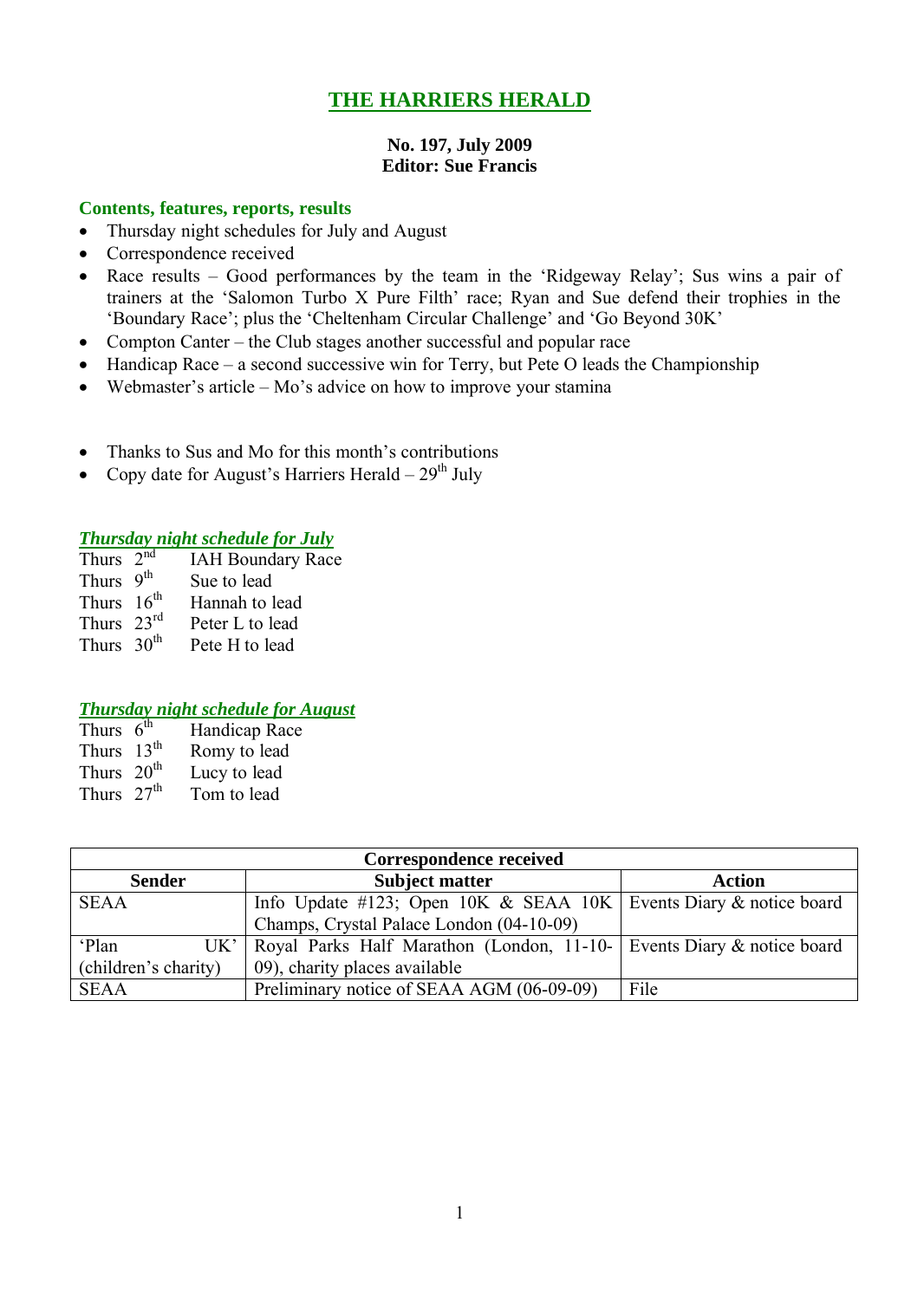# THE HARRIERS HERALD

**No. 197, July 2009**
**Editor: Sue Francis**

## Contents, features, reports, results

- Thursday night schedules for July and August
- Correspondence received
- Race results – Good performances by the team in the 'Ridgeway Relay'; Sus wins a pair of trainers at the 'Salomon Turbo X Pure Filth' race; Ryan and Sue defend their trophies in the 'Boundary Race'; plus the 'Cheltenham Circular Challenge' and 'Go Beyond 30K'
- Compton Canter – the Club stages another successful and popular race
- Handicap Race – a second successive win for Terry, but Pete O leads the Championship
- Webmaster's article – Mo's advice on how to improve your stamina

- Thanks to Sus and Mo for this month's contributions
- Copy date for August's Harriers Herald – 29th July

### *Thursday night schedule for July*

Thurs 2nd IAH Boundary Race
Thurs 9th Sue to lead
Thurs 16th Hannah to lead
Thurs 23rd Peter L to lead
Thurs 30th Pete H to lead

### *Thursday night schedule for August*

Thurs 6th Handicap Race
Thurs 13th Romy to lead
Thurs 20th Lucy to lead
Thurs 27th Tom to lead

| Correspondence received | | |
|---|---|---|
| **Sender** | **Subject matter** | **Action** |
| SEAA | Info Update #123; Open 10K & SEAA 10K Champs, Crystal Palace London (04-10-09) | Events Diary & notice board |
| 'Plan UK' (children's charity) | Royal Parks Half Marathon (London, 11-10-09), charity places available | Events Diary & notice board |
| SEAA | Preliminary notice of SEAA AGM (06-09-09) | File |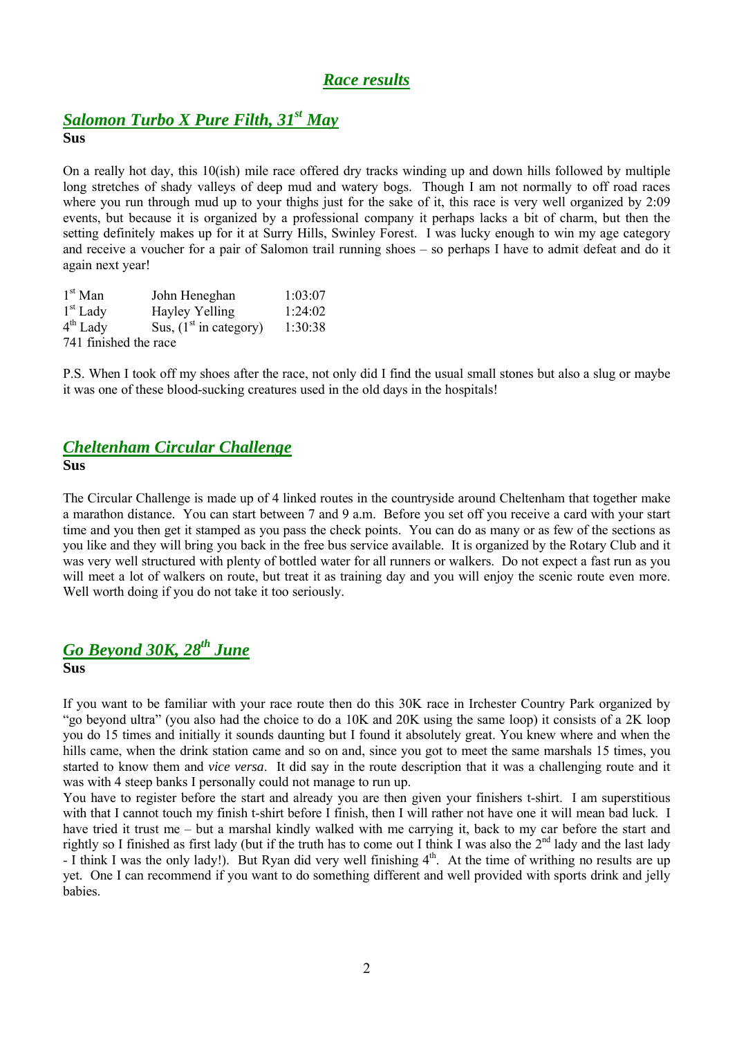# Race results

## Salomon Turbo X Pure Filth, 31st May

**Sus**

On a really hot day, this 10(ish) mile race offered dry tracks winding up and down hills followed by multiple long stretches of shady valleys of deep mud and watery bogs. Though I am not normally to off road races where you run through mud up to your thighs just for the sake of it, this race is very well organized by 2:09 events, but because it is organized by a professional company it perhaps lacks a bit of charm, but then the setting definitely makes up for it at Surry Hills, Swinley Forest. I was lucky enough to win my age category and receive a voucher for a pair of Salomon trail running shoes – so perhaps I have to admit defeat and do it again next year!

| | | |
|---|---|---|
| 1st Man | John Heneghan | 1:03:07 |
| 1st Lady | Hayley Yelling | 1:24:02 |
| 4th Lady | Sus, (1st in category) | 1:30:38 |

741 finished the race

P.S. When I took off my shoes after the race, not only did I find the usual small stones but also a slug or maybe it was one of these blood-sucking creatures used in the old days in the hospitals!

## Cheltenham Circular Challenge

**Sus**

The Circular Challenge is made up of 4 linked routes in the countryside around Cheltenham that together make a marathon distance. You can start between 7 and 9 a.m. Before you set off you receive a card with your start time and you then get it stamped as you pass the check points. You can do as many or as few of the sections as you like and they will bring you back in the free bus service available. It is organized by the Rotary Club and it was very well structured with plenty of bottled water for all runners or walkers. Do not expect a fast run as you will meet a lot of walkers on route, but treat it as training day and you will enjoy the scenic route even more. Well worth doing if you do not take it too seriously.

## Go Beyond 30K, 28th June

**Sus**

If you want to be familiar with your race route then do this 30K race in Irchester Country Park organized by "go beyond ultra" (you also had the choice to do a 10K and 20K using the same loop) it consists of a 2K loop you do 15 times and initially it sounds daunting but I found it absolutely great. You knew where and when the hills came, when the drink station came and so on and, since you got to meet the same marshals 15 times, you started to know them and *vice versa*. It did say in the route description that it was a challenging route and it was with 4 steep banks I personally could not manage to run up.

You have to register before the start and already you are then given your finishers t-shirt. I am superstitious with that I cannot touch my finish t-shirt before I finish, then I will rather not have one it will mean bad luck. I have tried it trust me – but a marshal kindly walked with me carrying it, back to my car before the start and rightly so I finished as first lady (but if the truth has to come out I think I was also the 2nd lady and the last lady - I think I was the only lady!). But Ryan did very well finishing 4th. At the time of writhing no results are up yet. One I can recommend if you want to do something different and well provided with sports drink and jelly babies.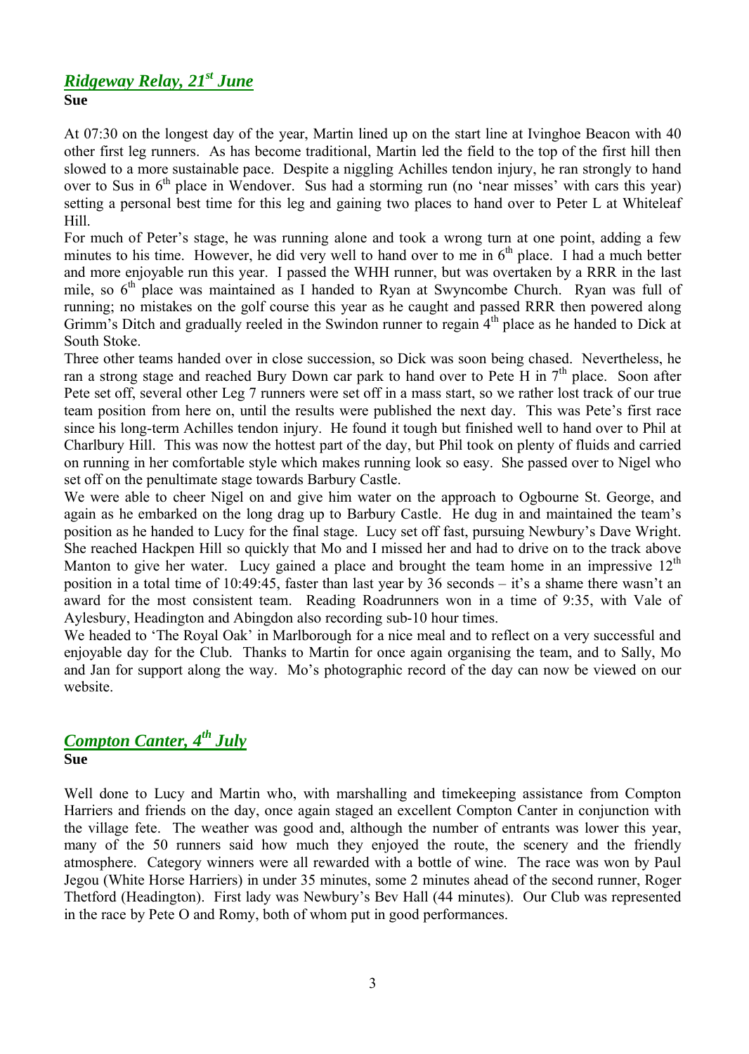## *Ridgeway Relay, 21st June*

**Sue**

At 07:30 on the longest day of the year, Martin lined up on the start line at Ivinghoe Beacon with 40 other first leg runners. As has become traditional, Martin led the field to the top of the first hill then slowed to a more sustainable pace. Despite a niggling Achilles tendon injury, he ran strongly to hand over to Sus in 6th place in Wendover. Sus had a storming run (no 'near misses' with cars this year) setting a personal best time for this leg and gaining two places to hand over to Peter L at Whiteleaf Hill.

For much of Peter's stage, he was running alone and took a wrong turn at one point, adding a few minutes to his time. However, he did very well to hand over to me in 6th place. I had a much better and more enjoyable run this year. I passed the WHH runner, but was overtaken by a RRR in the last mile, so 6th place was maintained as I handed to Ryan at Swyncombe Church. Ryan was full of running; no mistakes on the golf course this year as he caught and passed RRR then powered along Grimm's Ditch and gradually reeled in the Swindon runner to regain 4th place as he handed to Dick at South Stoke.

Three other teams handed over in close succession, so Dick was soon being chased. Nevertheless, he ran a strong stage and reached Bury Down car park to hand over to Pete H in 7th place. Soon after Pete set off, several other Leg 7 runners were set off in a mass start, so we rather lost track of our true team position from here on, until the results were published the next day. This was Pete's first race since his long-term Achilles tendon injury. He found it tough but finished well to hand over to Phil at Charlbury Hill. This was now the hottest part of the day, but Phil took on plenty of fluids and carried on running in her comfortable style which makes running look so easy. She passed over to Nigel who set off on the penultimate stage towards Barbury Castle.

We were able to cheer Nigel on and give him water on the approach to Ogbourne St. George, and again as he embarked on the long drag up to Barbury Castle. He dug in and maintained the team's position as he handed to Lucy for the final stage. Lucy set off fast, pursuing Newbury's Dave Wright. She reached Hackpen Hill so quickly that Mo and I missed her and had to drive on to the track above Manton to give her water. Lucy gained a place and brought the team home in an impressive 12th position in a total time of 10:49:45, faster than last year by 36 seconds – it's a shame there wasn't an award for the most consistent team. Reading Roadrunners won in a time of 9:35, with Vale of Aylesbury, Headington and Abingdon also recording sub-10 hour times.

We headed to 'The Royal Oak' in Marlborough for a nice meal and to reflect on a very successful and enjoyable day for the Club. Thanks to Martin for once again organising the team, and to Sally, Mo and Jan for support along the way. Mo's photographic record of the day can now be viewed on our website.

## *Compton Canter, 4th July*

**Sue**

Well done to Lucy and Martin who, with marshalling and timekeeping assistance from Compton Harriers and friends on the day, once again staged an excellent Compton Canter in conjunction with the village fete. The weather was good and, although the number of entrants was lower this year, many of the 50 runners said how much they enjoyed the route, the scenery and the friendly atmosphere. Category winners were all rewarded with a bottle of wine. The race was won by Paul Jegou (White Horse Harriers) in under 35 minutes, some 2 minutes ahead of the second runner, Roger Thetford (Headington). First lady was Newbury's Bev Hall (44 minutes). Our Club was represented in the race by Pete O and Romy, both of whom put in good performances.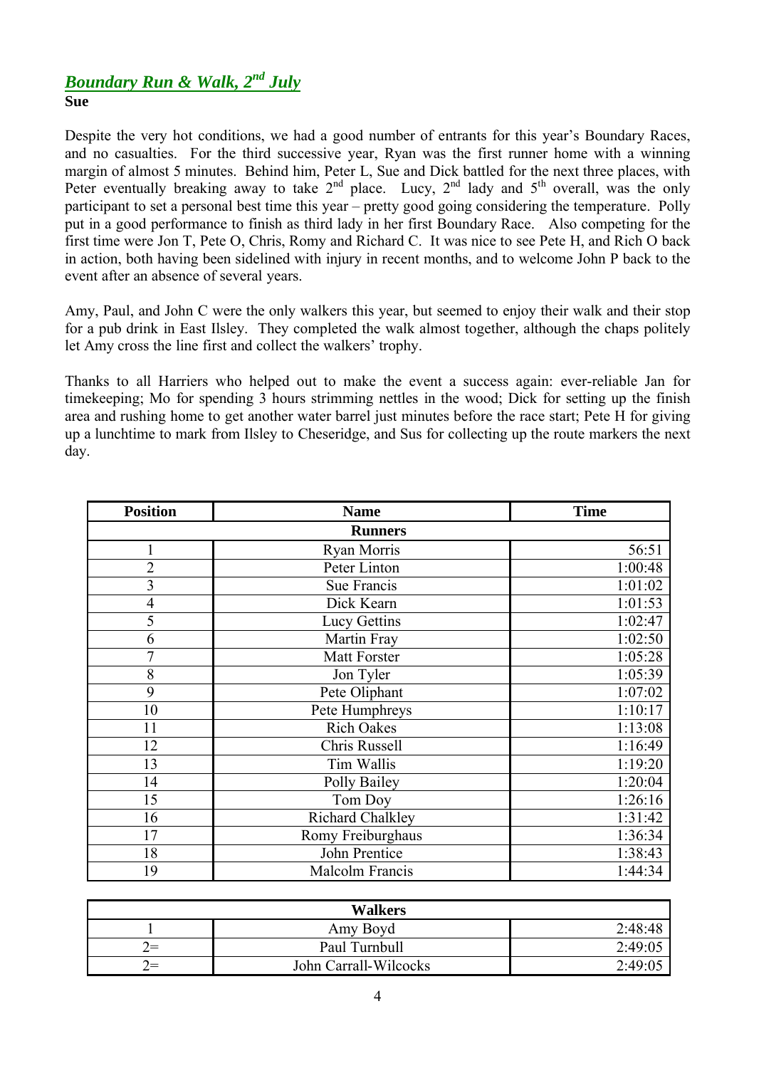## *Boundary Run & Walk, 2nd July*

**Sue**

Despite the very hot conditions, we had a good number of entrants for this year's Boundary Races, and no casualties. For the third successive year, Ryan was the first runner home with a winning margin of almost 5 minutes. Behind him, Peter L, Sue and Dick battled for the next three places, with Peter eventually breaking away to take 2nd place. Lucy, 2nd lady and 5th overall, was the only participant to set a personal best time this year – pretty good going considering the temperature. Polly put in a good performance to finish as third lady in her first Boundary Race. Also competing for the first time were Jon T, Pete O, Chris, Romy and Richard C. It was nice to see Pete H, and Rich O back in action, both having been sidelined with injury in recent months, and to welcome John P back to the event after an absence of several years.

Amy, Paul, and John C were the only walkers this year, but seemed to enjoy their walk and their stop for a pub drink in East Ilsley. They completed the walk almost together, although the chaps politely let Amy cross the line first and collect the walkers' trophy.

Thanks to all Harriers who helped out to make the event a success again: ever-reliable Jan for timekeeping; Mo for spending 3 hours strimming nettles in the wood; Dick for setting up the finish area and rushing home to get another water barrel just minutes before the race start; Pete H for giving up a lunchtime to mark from Ilsley to Cheseridge, and Sus for collecting up the route markers the next day.

| Position | Name | Time |
|---|---|---|
| | **Runners** | |
| 1 | Ryan Morris | 56:51 |
| 2 | Peter Linton | 1:00:48 |
| 3 | Sue Francis | 1:01:02 |
| 4 | Dick Kearn | 1:01:53 |
| 5 | Lucy Gettins | 1:02:47 |
| 6 | Martin Fray | 1:02:50 |
| 7 | Matt Forster | 1:05:28 |
| 8 | Jon Tyler | 1:05:39 |
| 9 | Pete Oliphant | 1:07:02 |
| 10 | Pete Humphreys | 1:10:17 |
| 11 | Rich Oakes | 1:13:08 |
| 12 | Chris Russell | 1:16:49 |
| 13 | Tim Wallis | 1:19:20 |
| 14 | Polly Bailey | 1:20:04 |
| 15 | Tom Doy | 1:26:16 |
| 16 | Richard Chalkley | 1:31:42 |
| 17 | Romy Freiburghaus | 1:36:34 |
| 18 | John Prentice | 1:38:43 |
| 19 | Malcolm Francis | 1:44:34 |

| | **Walkers** | |
|---|---|---|
| 1 | Amy Boyd | 2:48:48 |
| 2= | Paul Turnbull | 2:49:05 |
| 2= | John Carrall-Wilcocks | 2:49:05 |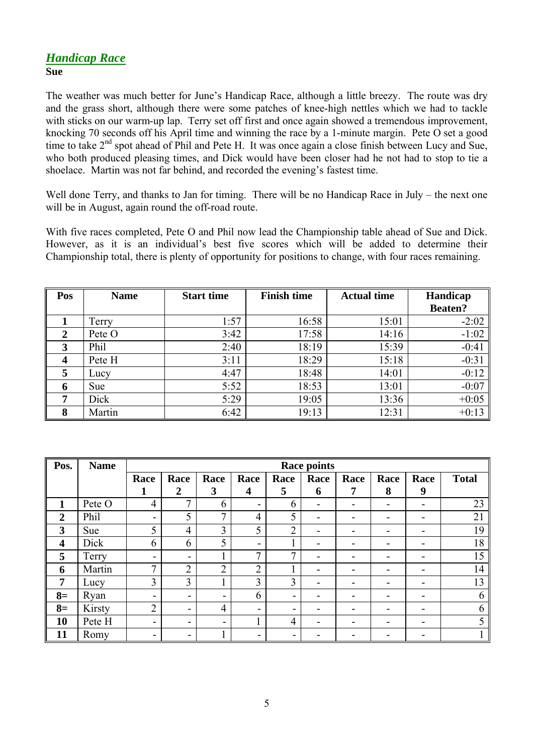## *Handicap Race*

**Sue**

The weather was much better for June's Handicap Race, although a little breezy. The route was dry and the grass short, although there were some patches of knee-high nettles which we had to tackle with sticks on our warm-up lap. Terry set off first and once again showed a tremendous improvement, knocking 70 seconds off his April time and winning the race by a 1-minute margin. Pete O set a good time to take 2nd spot ahead of Phil and Pete H. It was once again a close finish between Lucy and Sue, who both produced pleasing times, and Dick would have been closer had he not had to stop to tie a shoelace. Martin was not far behind, and recorded the evening's fastest time.

Well done Terry, and thanks to Jan for timing. There will be no Handicap Race in July – the next one will be in August, again round the off-road route.

With five races completed, Pete O and Phil now lead the Championship table ahead of Sue and Dick. However, as it is an individual's best five scores which will be added to determine their Championship total, there is plenty of opportunity for positions to change, with four races remaining.

| Pos | Name | Start time | Finish time | Actual time | Handicap Beaten? |
|---|---|---|---|---|---|
| 1 | Terry | 1:57 | 16:58 | 15:01 | -2:02 |
| 2 | Pete O | 3:42 | 17:58 | 14:16 | -1:02 |
| 3 | Phil | 2:40 | 18:19 | 15:39 | -0:41 |
| 4 | Pete H | 3:11 | 18:29 | 15:18 | -0:31 |
| 5 | Lucy | 4:47 | 18:48 | 14:01 | -0:12 |
| 6 | Sue | 5:52 | 18:53 | 13:01 | -0:07 |
| 7 | Dick | 5:29 | 19:05 | 13:36 | +0:05 |
| 8 | Martin | 6:42 | 19:13 | 12:31 | +0:13 |

| Pos. | Name | Race points | | | | | | | | | |
|---|---|---|---|---|---|---|---|---|---|---|---|
| | | Race 1 | Race 2 | Race 3 | Race 4 | Race 5 | Race 6 | Race 7 | Race 8 | Race 9 | Total |
| 1 | Pete O | 4 | 7 | 6 | - | 6 | - | - | - | - | 23 |
| 2 | Phil | - | 5 | 7 | 4 | 5 | - | - | - | - | 21 |
| 3 | Sue | 5 | 4 | 3 | 5 | 2 | - | - | - | - | 19 |
| 4 | Dick | 6 | 6 | 5 | - | 1 | - | - | - | - | 18 |
| 5 | Terry | - | - | 1 | 7 | 7 | - | - | - | - | 15 |
| 6 | Martin | 7 | 2 | 2 | 2 | 1 | - | - | - | - | 14 |
| 7 | Lucy | 3 | 3 | 1 | 3 | 3 | - | - | - | - | 13 |
| 8= | Ryan | - | - | - | 6 | - | - | - | - | - | 6 |
| 8= | Kirsty | 2 | - | 4 | - | - | - | - | - | - | 6 |
| 10 | Pete H | - | - | - | 1 | 4 | - | - | - | - | 5 |
| 11 | Romy | - | - | 1 | - | - | - | - | - | - | 1 |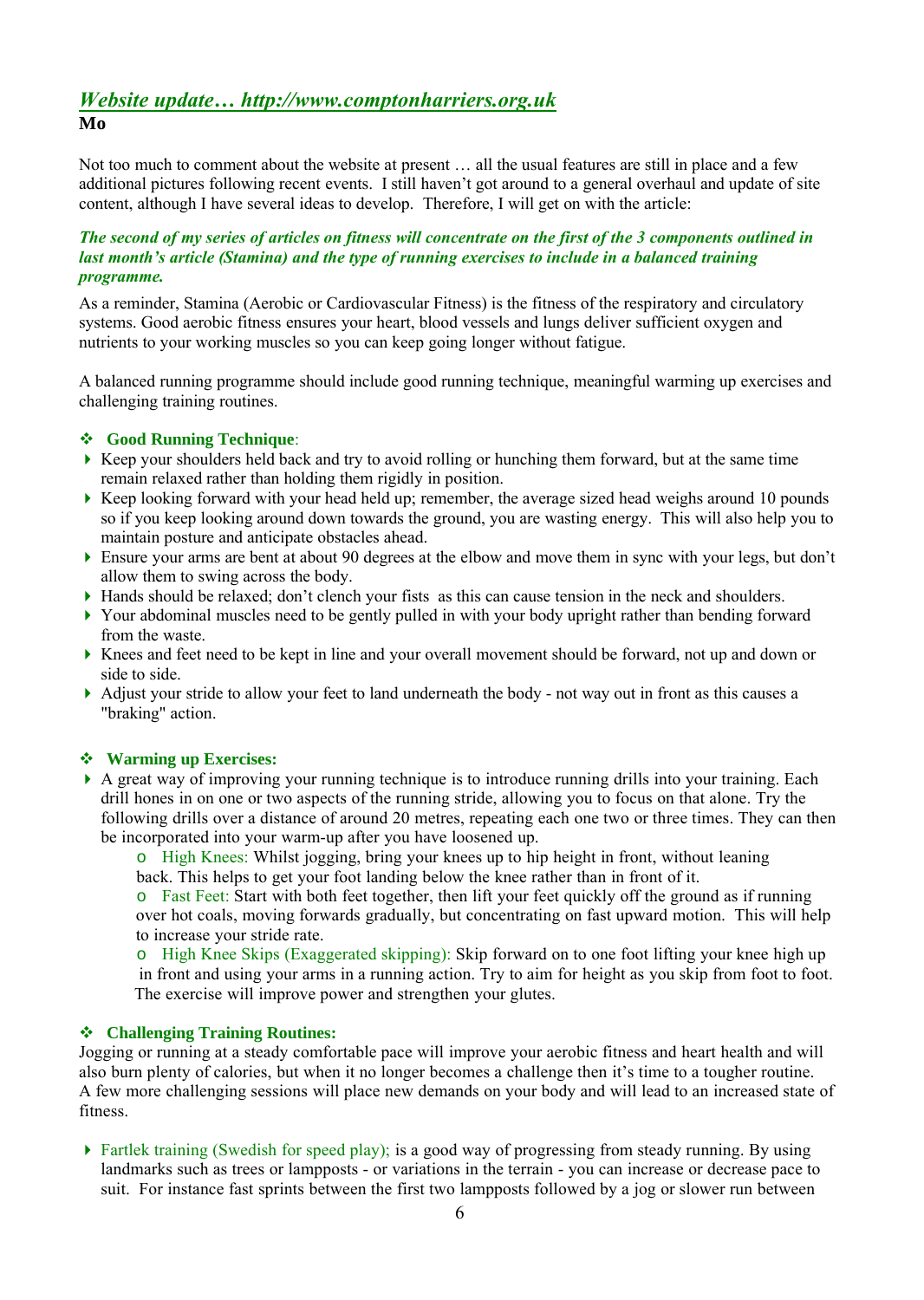## *Website update… http://www.comptonharriers.org.uk*

**Mo**

Not too much to comment about the website at present … all the usual features are still in place and a few additional pictures following recent events. I still haven't got around to a general overhaul and update of site content, although I have several ideas to develop. Therefore, I will get on with the article:

***The second of my series of articles on fitness will concentrate on the first of the 3 components outlined in last month's article (Stamina) and the type of running exercises to include in a balanced training programme.***

As a reminder, Stamina (Aerobic or Cardiovascular Fitness) is the fitness of the respiratory and circulatory systems. Good aerobic fitness ensures your heart, blood vessels and lungs deliver sufficient oxygen and nutrients to your working muscles so you can keep going longer without fatigue.

A balanced running programme should include good running technique, meaningful warming up exercises and challenging training routines.

### ❖ Good Running Technique:

- Keep your shoulders held back and try to avoid rolling or hunching them forward, but at the same time remain relaxed rather than holding them rigidly in position.
- Keep looking forward with your head held up; remember, the average sized head weighs around 10 pounds so if you keep looking around down towards the ground, you are wasting energy. This will also help you to maintain posture and anticipate obstacles ahead.
- Ensure your arms are bent at about 90 degrees at the elbow and move them in sync with your legs, but don't allow them to swing across the body.
- Hands should be relaxed; don't clench your fists as this can cause tension in the neck and shoulders.
- Your abdominal muscles need to be gently pulled in with your body upright rather than bending forward from the waste.
- Knees and feet need to be kept in line and your overall movement should be forward, not up and down or side to side.
- Adjust your stride to allow your feet to land underneath the body - not way out in front as this causes a "braking" action.

### ❖ Warming up Exercises:

- A great way of improving your running technique is to introduce running drills into your training. Each drill hones in on one or two aspects of the running stride, allowing you to focus on that alone. Try the following drills over a distance of around 20 metres, repeating each one two or three times. They can then be incorporated into your warm-up after you have loosened up.
  - High Knees: Whilst jogging, bring your knees up to hip height in front, without leaning back. This helps to get your foot landing below the knee rather than in front of it.
  - Fast Feet: Start with both feet together, then lift your feet quickly off the ground as if running over hot coals, moving forwards gradually, but concentrating on fast upward motion. This will help to increase your stride rate.
  - High Knee Skips (Exaggerated skipping): Skip forward on to one foot lifting your knee high up in front and using your arms in a running action. Try to aim for height as you skip from foot to foot. The exercise will improve power and strengthen your glutes.

### ❖ Challenging Training Routines:

Jogging or running at a steady comfortable pace will improve your aerobic fitness and heart health and will also burn plenty of calories, but when it no longer becomes a challenge then it's time to a tougher routine. A few more challenging sessions will place new demands on your body and will lead to an increased state of fitness.

- Fartlek training (Swedish for speed play); is a good way of progressing from steady running. By using landmarks such as trees or lampposts - or variations in the terrain - you can increase or decrease pace to suit. For instance fast sprints between the first two lampposts followed by a jog or slower run between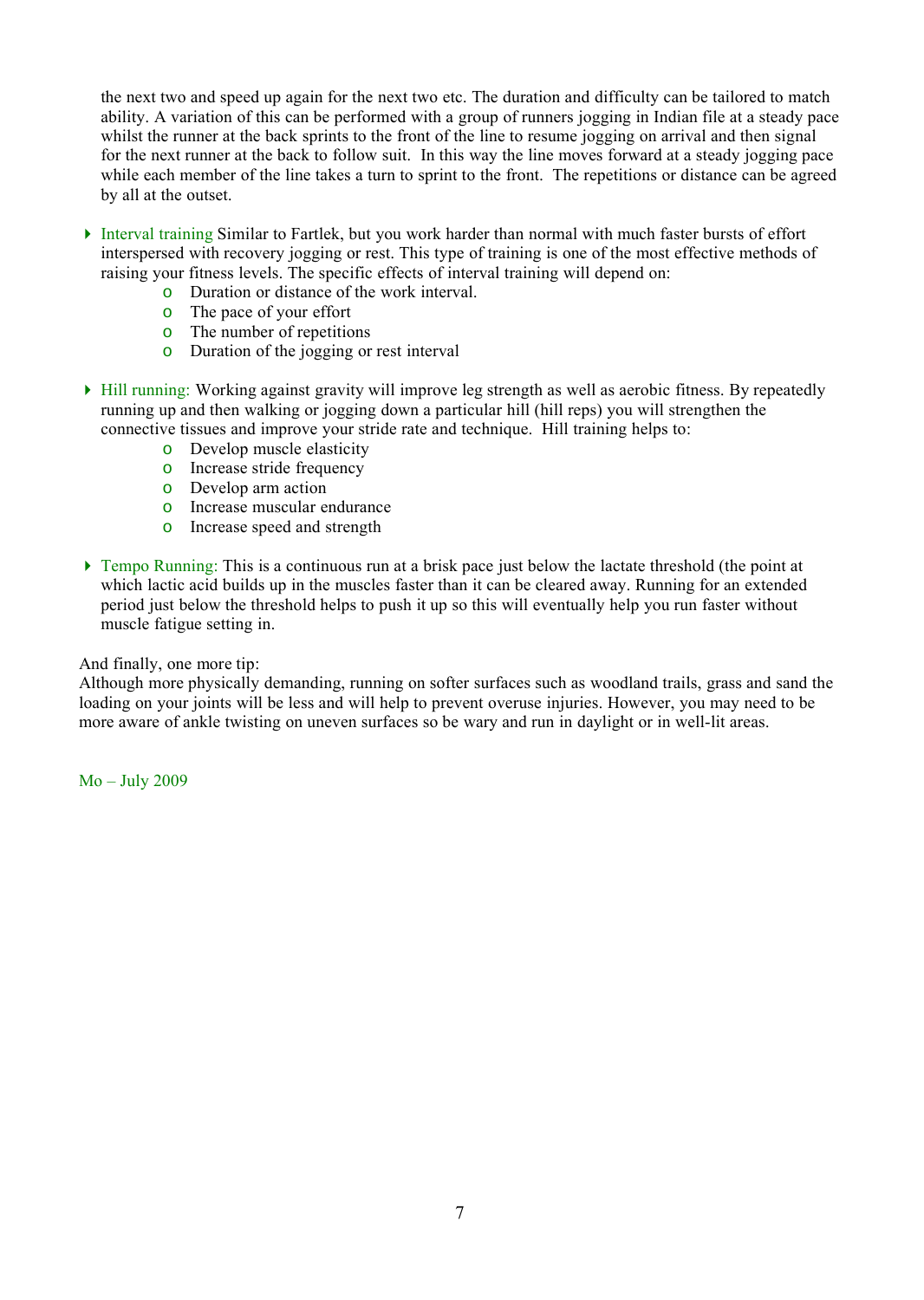the next two and speed up again for the next two etc. The duration and difficulty can be tailored to match ability. A variation of this can be performed with a group of runners jogging in Indian file at a steady pace whilst the runner at the back sprints to the front of the line to resume jogging on arrival and then signal for the next runner at the back to follow suit. In this way the line moves forward at a steady jogging pace while each member of the line takes a turn to sprint to the front. The repetitions or distance can be agreed by all at the outset.

- Interval training Similar to Fartlek, but you work harder than normal with much faster bursts of effort interspersed with recovery jogging or rest. This type of training is one of the most effective methods of raising your fitness levels. The specific effects of interval training will depend on:
    - Duration or distance of the work interval.
    - The pace of your effort
    - The number of repetitions
    - Duration of the jogging or rest interval

- Hill running: Working against gravity will improve leg strength as well as aerobic fitness. By repeatedly running up and then walking or jogging down a particular hill (hill reps) you will strengthen the connective tissues and improve your stride rate and technique. Hill training helps to:
    - Develop muscle elasticity
    - Increase stride frequency
    - Develop arm action
    - Increase muscular endurance
    - Increase speed and strength

- Tempo Running: This is a continuous run at a brisk pace just below the lactate threshold (the point at which lactic acid builds up in the muscles faster than it can be cleared away. Running for an extended period just below the threshold helps to push it up so this will eventually help you run faster without muscle fatigue setting in.

And finally, one more tip:
Although more physically demanding, running on softer surfaces such as woodland trails, grass and sand the loading on your joints will be less and will help to prevent overuse injuries. However, you may need to be more aware of ankle twisting on uneven surfaces so be wary and run in daylight or in well-lit areas.

Mo – July 2009